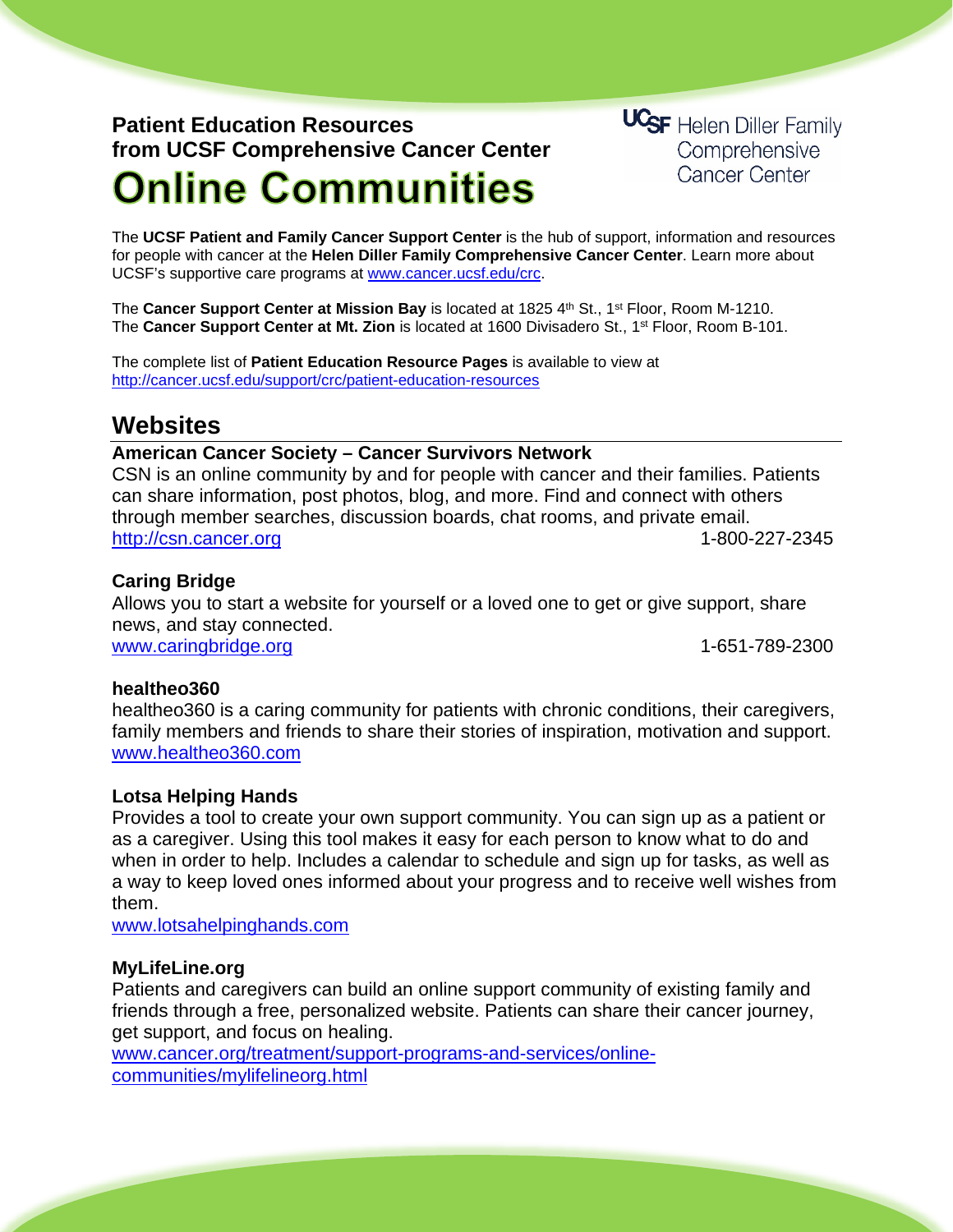**Patient Education Resources**
**from UCSF Comprehensive Cancer Center**

# Online Communities

UCSF Helen Diller Family Comprehensive Cancer Center

The **UCSF Patient and Family Cancer Support Center** is the hub of support, information and resources for people with cancer at the **Helen Diller Family Comprehensive Cancer Center**. Learn more about UCSF's supportive care programs at www.cancer.ucsf.edu/crc.

The **Cancer Support Center at Mission Bay** is located at 1825 4th St., 1st Floor, Room M-1210.
The **Cancer Support Center at Mt. Zion** is located at 1600 Divisadero St., 1st Floor, Room B-101.

The complete list of **Patient Education Resource Pages** is available to view at http://cancer.ucsf.edu/support/crc/patient-education-resources

## Websites

**American Cancer Society – Cancer Survivors Network**
CSN is an online community by and for people with cancer and their families. Patients can share information, post photos, blog, and more. Find and connect with others through member searches, discussion boards, chat rooms, and private email.
http://csn.cancer.org 1-800-227-2345

**Caring Bridge**
Allows you to start a website for yourself or a loved one to get or give support, share news, and stay connected.
www.caringbridge.org 1-651-789-2300

**healtheo360**
healtheo360 is a caring community for patients with chronic conditions, their caregivers, family members and friends to share their stories of inspiration, motivation and support.
www.healtheo360.com

**Lotsa Helping Hands**
Provides a tool to create your own support community. You can sign up as a patient or as a caregiver. Using this tool makes it easy for each person to know what to do and when in order to help. Includes a calendar to schedule and sign up for tasks, as well as a way to keep loved ones informed about your progress and to receive well wishes from them.
www.lotsahelpinghands.com

**MyLifeLine.org**
Patients and caregivers can build an online support community of existing family and friends through a free, personalized website. Patients can share their cancer journey, get support, and focus on healing.
www.cancer.org/treatment/support-programs-and-services/online-communities/mylifelineorg.html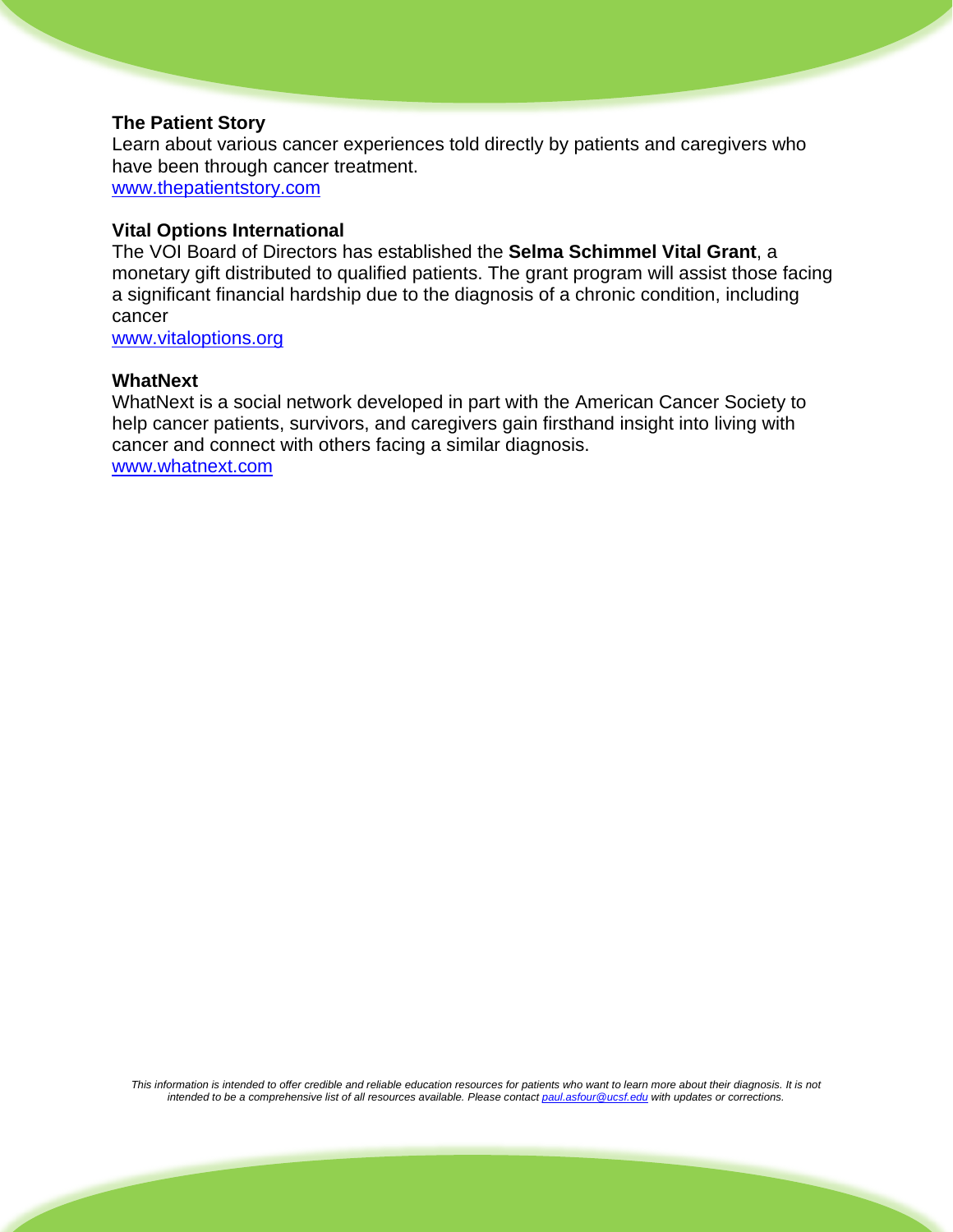**The Patient Story**

Learn about various cancer experiences told directly by patients and caregivers who have been through cancer treatment.

www.thepatientstory.com

**Vital Options International**

The VOI Board of Directors has established the **Selma Schimmel Vital Grant**, a monetary gift distributed to qualified patients. The grant program will assist those facing a significant financial hardship due to the diagnosis of a chronic condition, including cancer

www.vitaloptions.org

**WhatNext**

WhatNext is a social network developed in part with the American Cancer Society to help cancer patients, survivors, and caregivers gain firsthand insight into living with cancer and connect with others facing a similar diagnosis.

www.whatnext.com

*This information is intended to offer credible and reliable education resources for patients who want to learn more about their diagnosis. It is not intended to be a comprehensive list of all resources available. Please contact paul.asfour@ucsf.edu with updates or corrections.*